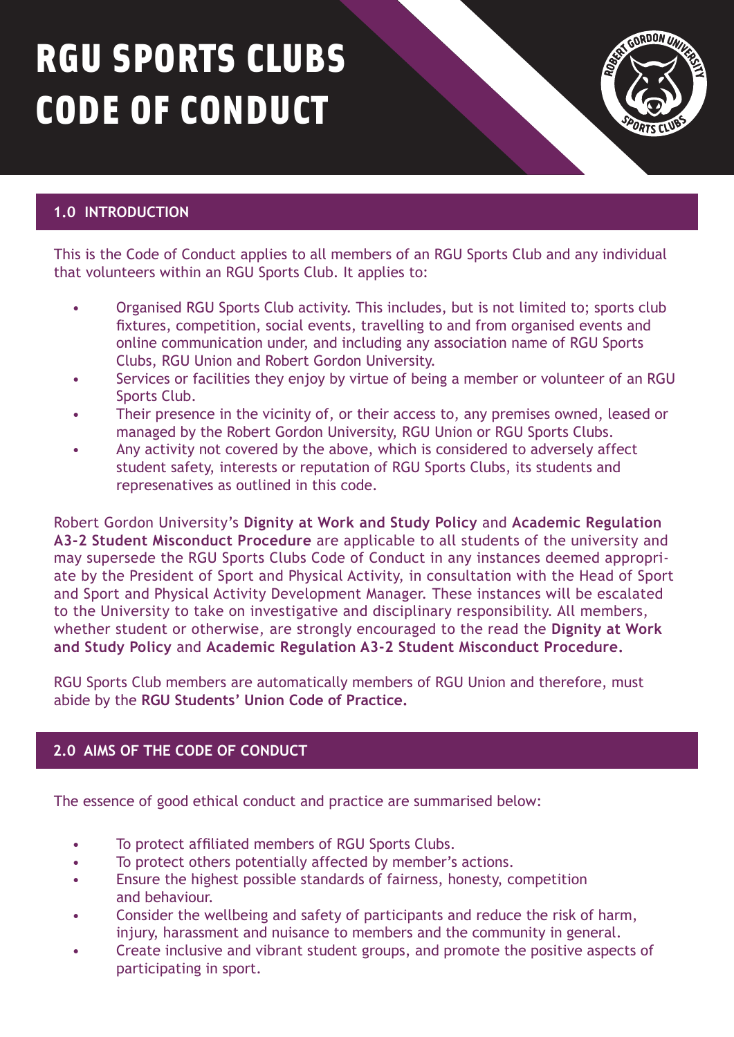# RGU SPORTS CLUBS CODE OF CONDUCT

## 1.0 INTRODUCTION

This is the Code of Conduct applies to all members of an RGU Sports Club and any individual that volunteers within an RGU Sports Club. It applies to:

- Organised RGU Sports Club activity. This includes, but is not limited to; sports club fixtures, competition, social events, travelling to and from organised events and online communication under, and including any association name of RGU Sports Clubs, RGU Union and Robert Gordon University.
- Services or facilities they enjoy by virtue of being a member or volunteer of an RGU Sports Club.
- Their presence in the vicinity of, or their access to, any premises owned, leased or managed by the Robert Gordon University, RGU Union or RGU Sports Clubs.
- Any activity not covered by the above, which is considered to adversely affect student safety, interests or reputation of RGU Sports Clubs, its students and represenatives as outlined in this code.

Robert Gordon University's **Dignity at Work and Study Policy** and **Academic Regulation A3-2 Student Misconduct Procedure** are applicable to all students of the university and may supersede the RGU Sports Clubs Code of Conduct in any instances deemed appropriate by the President of Sport and Physical Activity, in consultation with the Head of Sport and Sport and Physical Activity Development Manager. These instances will be escalated to the University to take on investigative and disciplinary responsibility. All members, whether student or otherwise, are strongly encouraged to the read the **Dignity at Work and Study Policy** and **Academic Regulation A3-2 Student Misconduct Procedure.**

RGU Sports Club members are automatically members of RGU Union and therefore, must abide by the **RGU Students' Union Code of Practice.**

## 2.0 AIMS OF THE CODE OF CONDUCT

The essence of good ethical conduct and practice are summarised below:

- To protect affiliated members of RGU Sports Clubs.
- To protect others potentially affected by member's actions.
- Ensure the highest possible standards of fairness, honesty, competition and behaviour.
- Consider the wellbeing and safety of participants and reduce the risk of harm, injury, harassment and nuisance to members and the community in general.
- Create inclusive and vibrant student groups, and promote the positive aspects of participating in sport.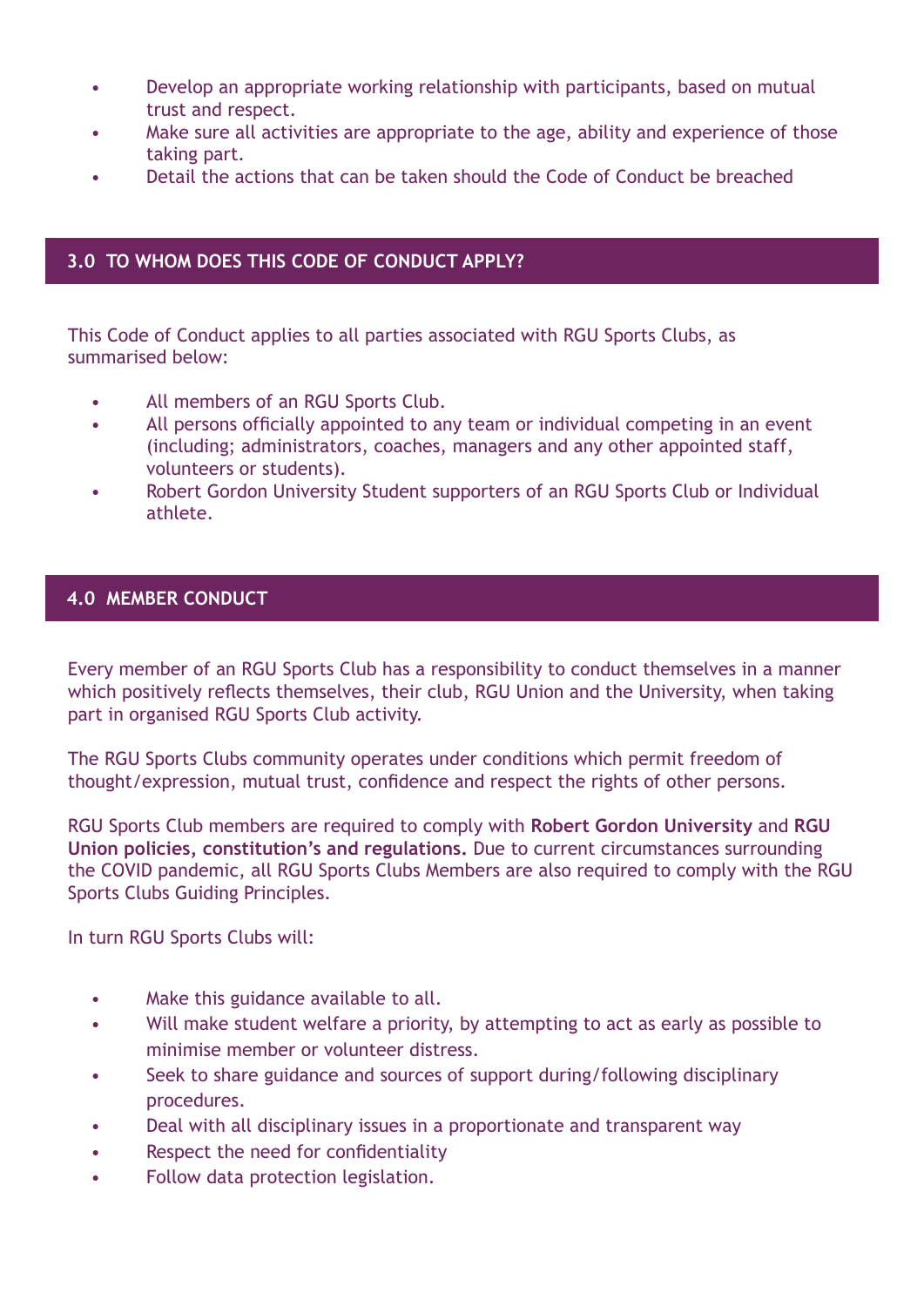- Develop an appropriate working relationship with participants, based on mutual trust and respect.
- Make sure all activities are appropriate to the age, ability and experience of those taking part.
- Detail the actions that can be taken should the Code of Conduct be breached

## 3.0 TO WHOM DOES THIS CODE OF CONDUCT APPLY?

This Code of Conduct applies to all parties associated with RGU Sports Clubs, as summarised below:

- All members of an RGU Sports Club.
- All persons officially appointed to any team or individual competing in an event (including; administrators, coaches, managers and any other appointed staff, volunteers or students).
- Robert Gordon University Student supporters of an RGU Sports Club or Individual athlete.

## 4.0 MEMBER CONDUCT

Every member of an RGU Sports Club has a responsibility to conduct themselves in a manner which positively reflects themselves, their club, RGU Union and the University, when taking part in organised RGU Sports Club activity.

The RGU Sports Clubs community operates under conditions which permit freedom of thought/expression, mutual trust, confidence and respect the rights of other persons.

RGU Sports Club members are required to comply with **Robert Gordon University** and **RGU Union policies, constitution's and regulations.** Due to current circumstances surrounding the COVID pandemic, all RGU Sports Clubs Members are also required to comply with the RGU Sports Clubs Guiding Principles.

In turn RGU Sports Clubs will:

- Make this guidance available to all.
- Will make student welfare a priority, by attempting to act as early as possible to minimise member or volunteer distress.
- Seek to share guidance and sources of support during/following disciplinary procedures.
- Deal with all disciplinary issues in a proportionate and transparent way
- Respect the need for confidentiality
- Follow data protection legislation.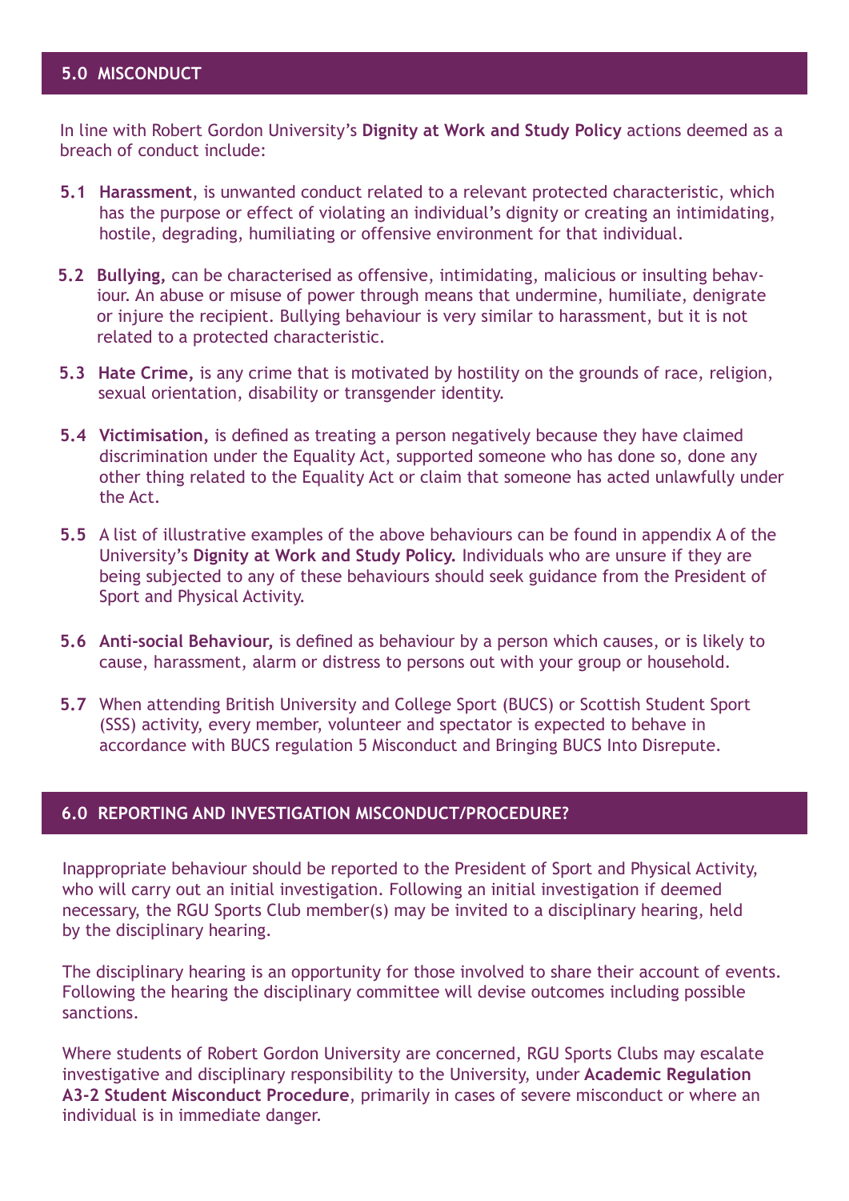## 5.0 MISCONDUCT

In line with Robert Gordon University's **Dignity at Work and Study Policy** actions deemed as a breach of conduct include:

**5.1** **Harassment**, is unwanted conduct related to a relevant protected characteristic, which has the purpose or effect of violating an individual's dignity or creating an intimidating, hostile, degrading, humiliating or offensive environment for that individual.

**5.2** **Bullying,** can be characterised as offensive, intimidating, malicious or insulting behaviour. An abuse or misuse of power through means that undermine, humiliate, denigrate or injure the recipient. Bullying behaviour is very similar to harassment, but it is not related to a protected characteristic.

**5.3** **Hate Crime,** is any crime that is motivated by hostility on the grounds of race, religion, sexual orientation, disability or transgender identity.

**5.4** **Victimisation,** is defined as treating a person negatively because they have claimed discrimination under the Equality Act, supported someone who has done so, done any other thing related to the Equality Act or claim that someone has acted unlawfully under the Act.

**5.5** A list of illustrative examples of the above behaviours can be found in appendix A of the University's **Dignity at Work and Study Policy.** Individuals who are unsure if they are being subjected to any of these behaviours should seek guidance from the President of Sport and Physical Activity.

**5.6** **Anti-social Behaviour,** is defined as behaviour by a person which causes, or is likely to cause, harassment, alarm or distress to persons out with your group or household.

**5.7** When attending British University and College Sport (BUCS) or Scottish Student Sport (SSS) activity, every member, volunteer and spectator is expected to behave in accordance with BUCS regulation 5 Misconduct and Bringing BUCS Into Disrepute.

## 6.0 REPORTING AND INVESTIGATION MISCONDUCT/PROCEDURE?

Inappropriate behaviour should be reported to the President of Sport and Physical Activity, who will carry out an initial investigation. Following an initial investigation if deemed necessary, the RGU Sports Club member(s) may be invited to a disciplinary hearing, held by the disciplinary hearing.

The disciplinary hearing is an opportunity for those involved to share their account of events. Following the hearing the disciplinary committee will devise outcomes including possible sanctions.

Where students of Robert Gordon University are concerned, RGU Sports Clubs may escalate investigative and disciplinary responsibility to the University, under **Academic Regulation A3-2 Student Misconduct Procedure**, primarily in cases of severe misconduct or where an individual is in immediate danger.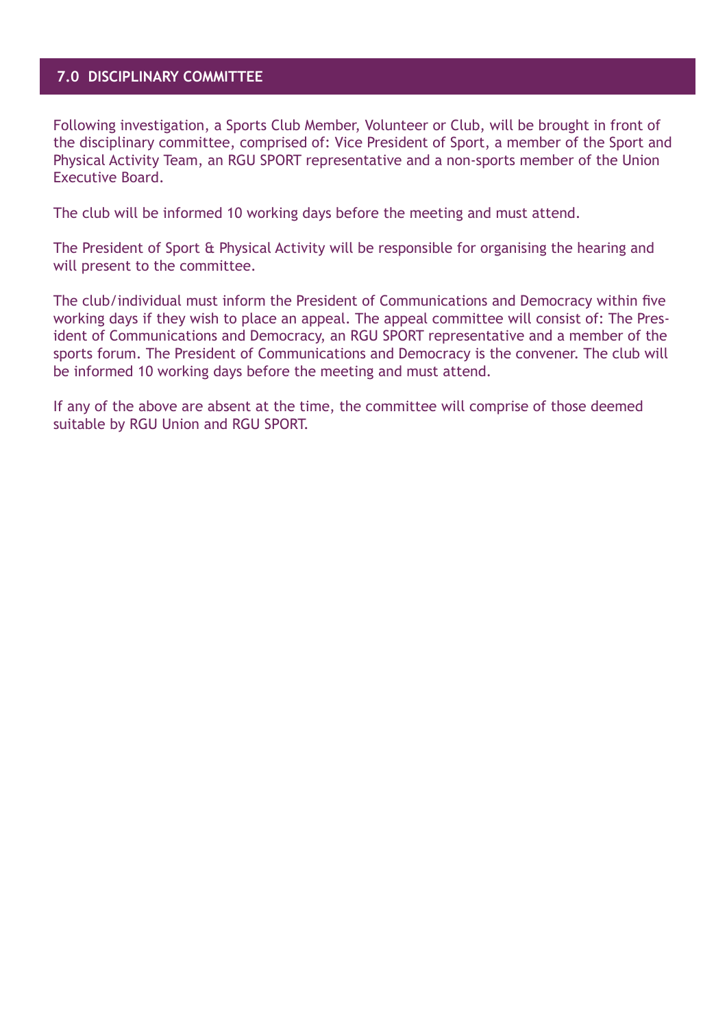## 7.0 DISCIPLINARY COMMITTEE

Following investigation, a Sports Club Member, Volunteer or Club, will be brought in front of the disciplinary committee, comprised of: Vice President of Sport, a member of the Sport and Physical Activity Team, an RGU SPORT representative and a non-sports member of the Union Executive Board.

The club will be informed 10 working days before the meeting and must attend.

The President of Sport & Physical Activity will be responsible for organising the hearing and will present to the committee.

The club/individual must inform the President of Communications and Democracy within five working days if they wish to place an appeal. The appeal committee will consist of: The President of Communications and Democracy, an RGU SPORT representative and a member of the sports forum. The President of Communications and Democracy is the convener. The club will be informed 10 working days before the meeting and must attend.

If any of the above are absent at the time, the committee will comprise of those deemed suitable by RGU Union and RGU SPORT.